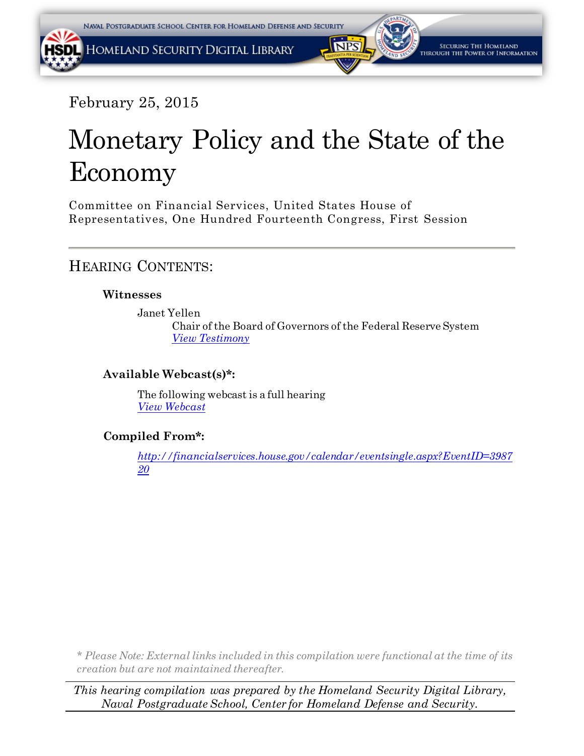February 25, 2015

# Monetary Policy and the State of the Economy

Committee on Financial Services, United States House of Representatives, One Hundred Fourteenth Congress, First Session

---

## Hearing Contents:

### Witnesses

Janet Yellen
Chair of the Board of Governors of the Federal Reserve System
*View Testimony*

### Available Webcast(s)*:

The following webcast is a full hearing
*View Webcast*

### Compiled From*:

*http://financialservices.house.gov/calendar/eventsingle.aspx?EventID=398720*

*\* Please Note: External links included in this compilation were functional at the time of its creation but are not maintained thereafter.*

---

*This hearing compilation was prepared by the Homeland Security Digital Library, Naval Postgraduate School, Center for Homeland Defense and Security.*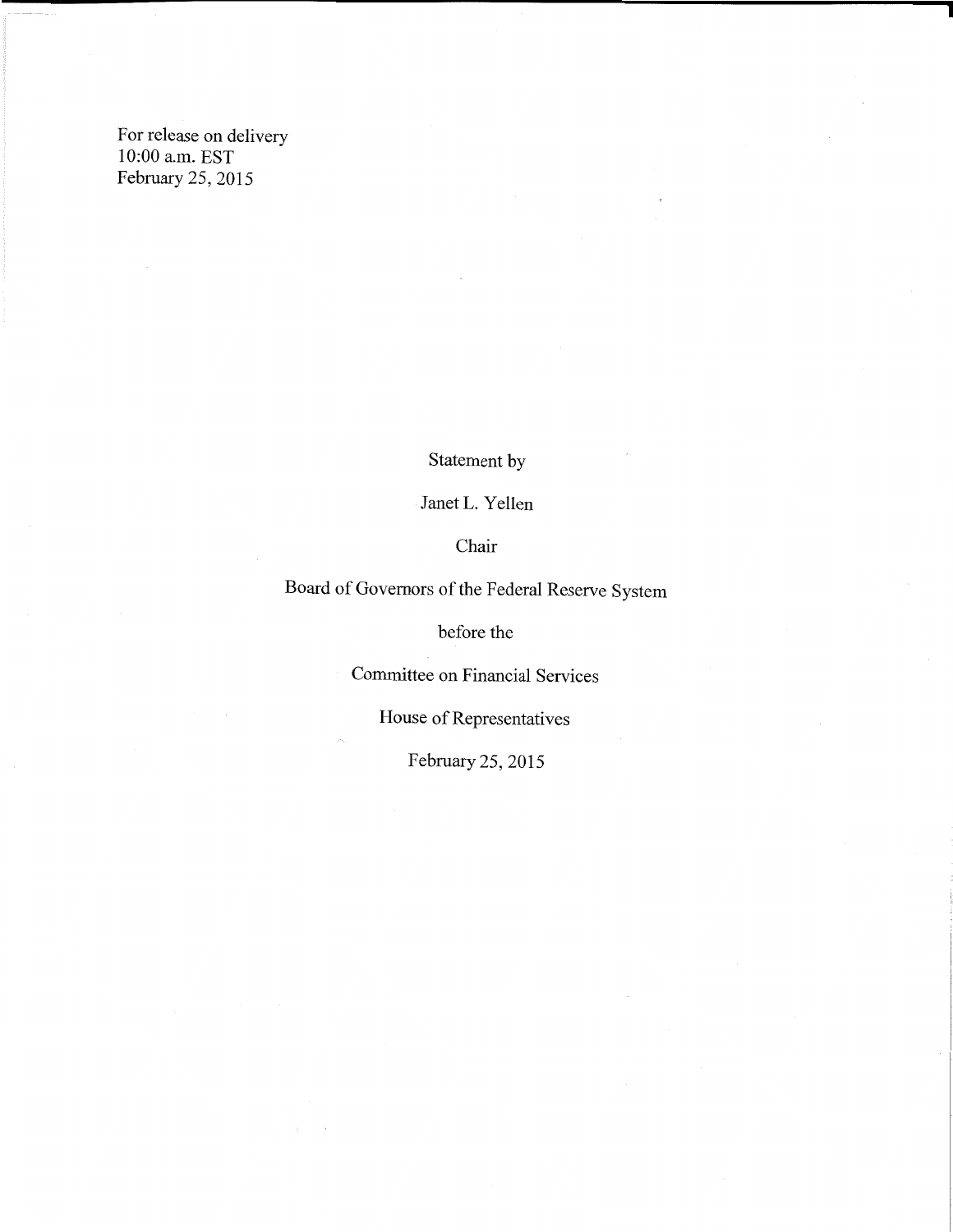For release on delivery
10:00 a.m. EST
February 25, 2015

Statement by

Janet L. Yellen

Chair

Board of Governors of the Federal Reserve System

before the

Committee on Financial Services

House of Representatives

February 25, 2015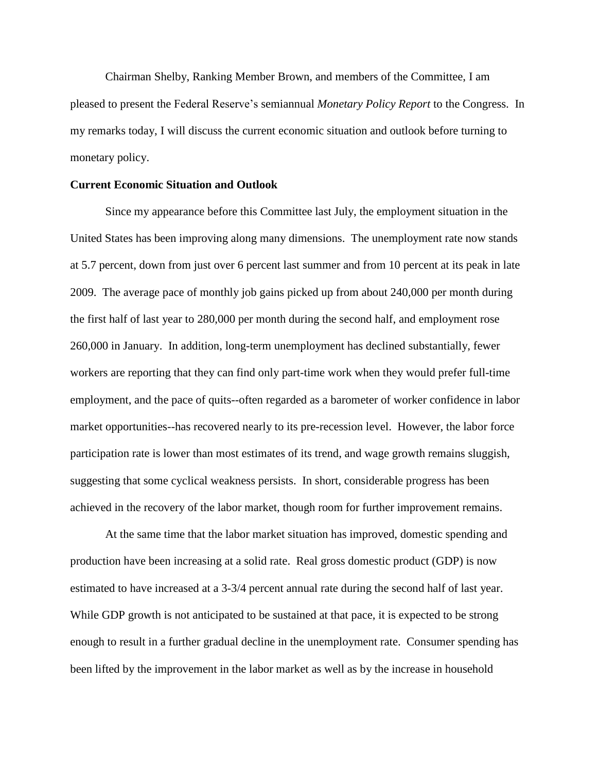Chairman Shelby, Ranking Member Brown, and members of the Committee, I am pleased to present the Federal Reserve's semiannual *Monetary Policy Report* to the Congress. In my remarks today, I will discuss the current economic situation and outlook before turning to monetary policy.

**Current Economic Situation and Outlook**

Since my appearance before this Committee last July, the employment situation in the United States has been improving along many dimensions. The unemployment rate now stands at 5.7 percent, down from just over 6 percent last summer and from 10 percent at its peak in late 2009. The average pace of monthly job gains picked up from about 240,000 per month during the first half of last year to 280,000 per month during the second half, and employment rose 260,000 in January. In addition, long-term unemployment has declined substantially, fewer workers are reporting that they can find only part-time work when they would prefer full-time employment, and the pace of quits--often regarded as a barometer of worker confidence in labor market opportunities--has recovered nearly to its pre-recession level. However, the labor force participation rate is lower than most estimates of its trend, and wage growth remains sluggish, suggesting that some cyclical weakness persists. In short, considerable progress has been achieved in the recovery of the labor market, though room for further improvement remains.

At the same time that the labor market situation has improved, domestic spending and production have been increasing at a solid rate. Real gross domestic product (GDP) is now estimated to have increased at a 3-3/4 percent annual rate during the second half of last year. While GDP growth is not anticipated to be sustained at that pace, it is expected to be strong enough to result in a further gradual decline in the unemployment rate. Consumer spending has been lifted by the improvement in the labor market as well as by the increase in household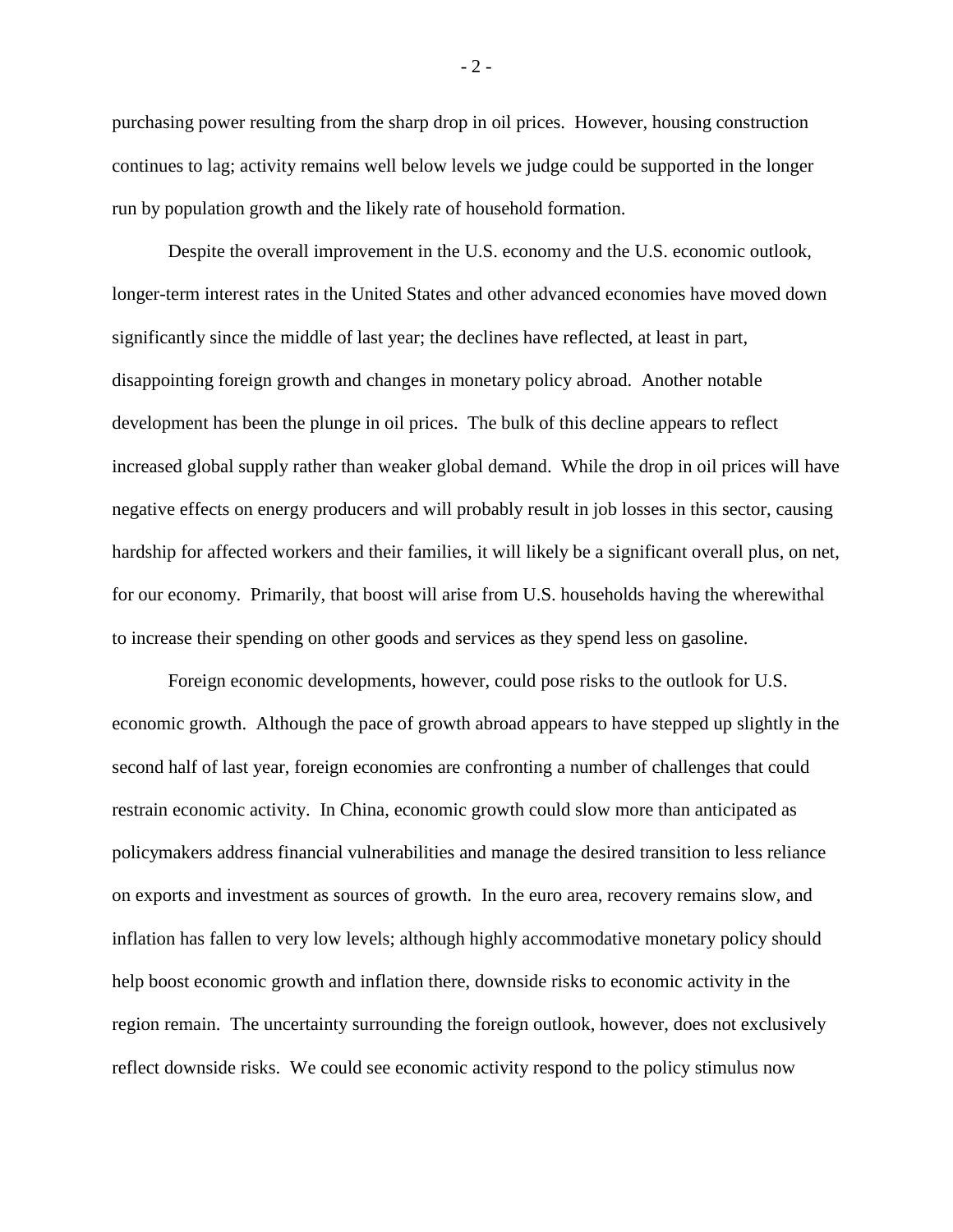purchasing power resulting from the sharp drop in oil prices. However, housing construction continues to lag; activity remains well below levels we judge could be supported in the longer run by population growth and the likely rate of household formation.

Despite the overall improvement in the U.S. economy and the U.S. economic outlook, longer-term interest rates in the United States and other advanced economies have moved down significantly since the middle of last year; the declines have reflected, at least in part, disappointing foreign growth and changes in monetary policy abroad. Another notable development has been the plunge in oil prices. The bulk of this decline appears to reflect increased global supply rather than weaker global demand. While the drop in oil prices will have negative effects on energy producers and will probably result in job losses in this sector, causing hardship for affected workers and their families, it will likely be a significant overall plus, on net, for our economy. Primarily, that boost will arise from U.S. households having the wherewithal to increase their spending on other goods and services as they spend less on gasoline.

Foreign economic developments, however, could pose risks to the outlook for U.S. economic growth. Although the pace of growth abroad appears to have stepped up slightly in the second half of last year, foreign economies are confronting a number of challenges that could restrain economic activity. In China, economic growth could slow more than anticipated as policymakers address financial vulnerabilities and manage the desired transition to less reliance on exports and investment as sources of growth. In the euro area, recovery remains slow, and inflation has fallen to very low levels; although highly accommodative monetary policy should help boost economic growth and inflation there, downside risks to economic activity in the region remain. The uncertainty surrounding the foreign outlook, however, does not exclusively reflect downside risks. We could see economic activity respond to the policy stimulus now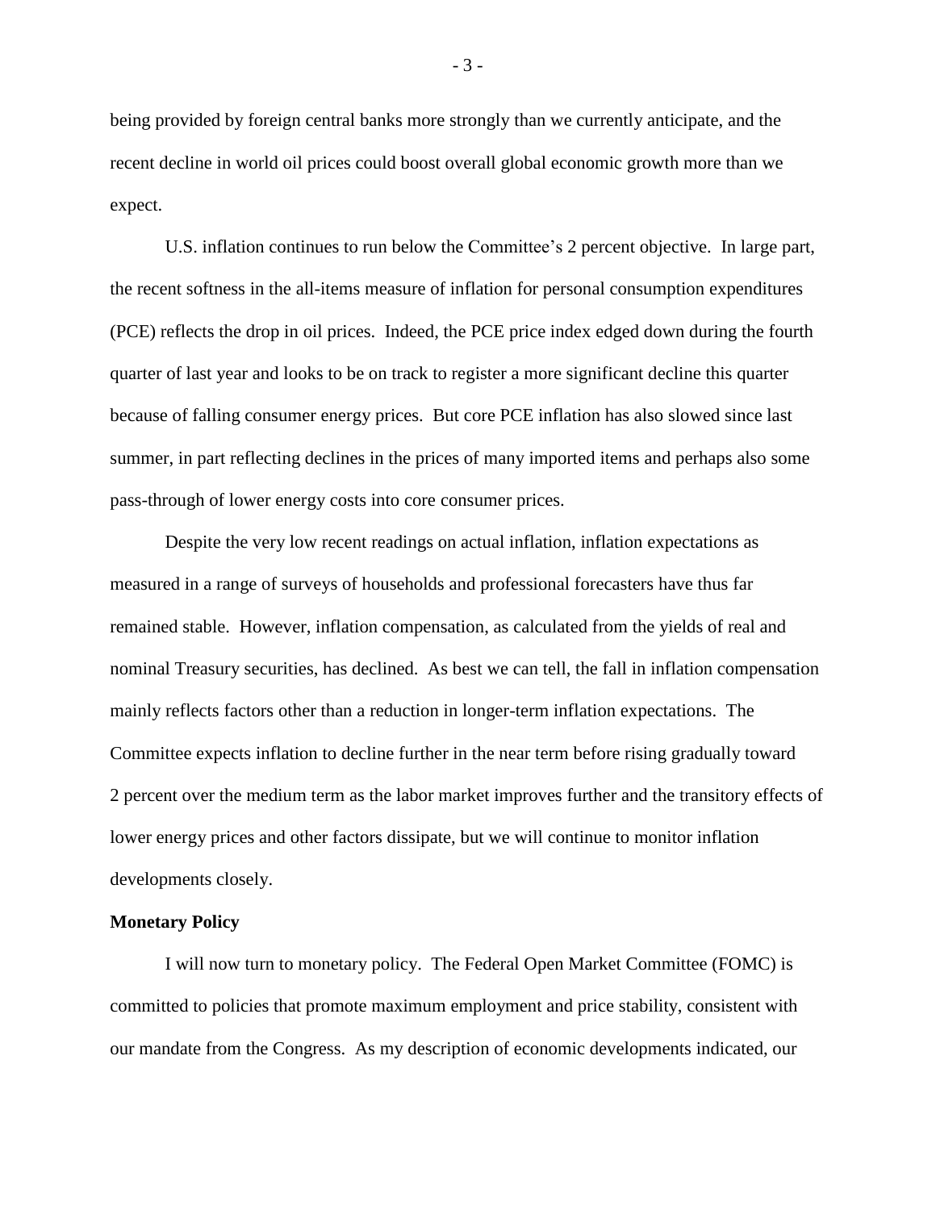being provided by foreign central banks more strongly than we currently anticipate, and the recent decline in world oil prices could boost overall global economic growth more than we expect.

U.S. inflation continues to run below the Committee's 2 percent objective. In large part, the recent softness in the all-items measure of inflation for personal consumption expenditures (PCE) reflects the drop in oil prices. Indeed, the PCE price index edged down during the fourth quarter of last year and looks to be on track to register a more significant decline this quarter because of falling consumer energy prices. But core PCE inflation has also slowed since last summer, in part reflecting declines in the prices of many imported items and perhaps also some pass-through of lower energy costs into core consumer prices.

Despite the very low recent readings on actual inflation, inflation expectations as measured in a range of surveys of households and professional forecasters have thus far remained stable. However, inflation compensation, as calculated from the yields of real and nominal Treasury securities, has declined. As best we can tell, the fall in inflation compensation mainly reflects factors other than a reduction in longer-term inflation expectations. The Committee expects inflation to decline further in the near term before rising gradually toward 2 percent over the medium term as the labor market improves further and the transitory effects of lower energy prices and other factors dissipate, but we will continue to monitor inflation developments closely.

**Monetary Policy**

I will now turn to monetary policy. The Federal Open Market Committee (FOMC) is committed to policies that promote maximum employment and price stability, consistent with our mandate from the Congress. As my description of economic developments indicated, our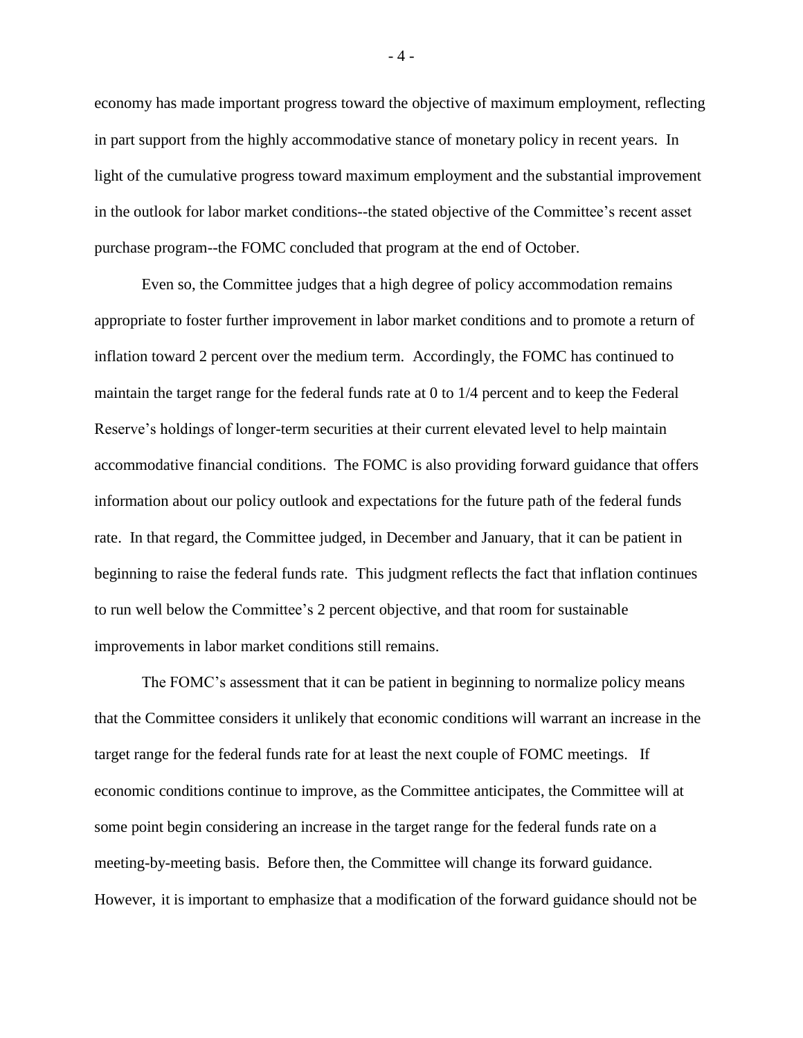economy has made important progress toward the objective of maximum employment, reflecting in part support from the highly accommodative stance of monetary policy in recent years. In light of the cumulative progress toward maximum employment and the substantial improvement in the outlook for labor market conditions--the stated objective of the Committee's recent asset purchase program--the FOMC concluded that program at the end of October.

Even so, the Committee judges that a high degree of policy accommodation remains appropriate to foster further improvement in labor market conditions and to promote a return of inflation toward 2 percent over the medium term. Accordingly, the FOMC has continued to maintain the target range for the federal funds rate at 0 to 1/4 percent and to keep the Federal Reserve's holdings of longer-term securities at their current elevated level to help maintain accommodative financial conditions. The FOMC is also providing forward guidance that offers information about our policy outlook and expectations for the future path of the federal funds rate. In that regard, the Committee judged, in December and January, that it can be patient in beginning to raise the federal funds rate. This judgment reflects the fact that inflation continues to run well below the Committee's 2 percent objective, and that room for sustainable improvements in labor market conditions still remains.

The FOMC's assessment that it can be patient in beginning to normalize policy means that the Committee considers it unlikely that economic conditions will warrant an increase in the target range for the federal funds rate for at least the next couple of FOMC meetings. If economic conditions continue to improve, as the Committee anticipates, the Committee will at some point begin considering an increase in the target range for the federal funds rate on a meeting-by-meeting basis. Before then, the Committee will change its forward guidance. However, it is important to emphasize that a modification of the forward guidance should not be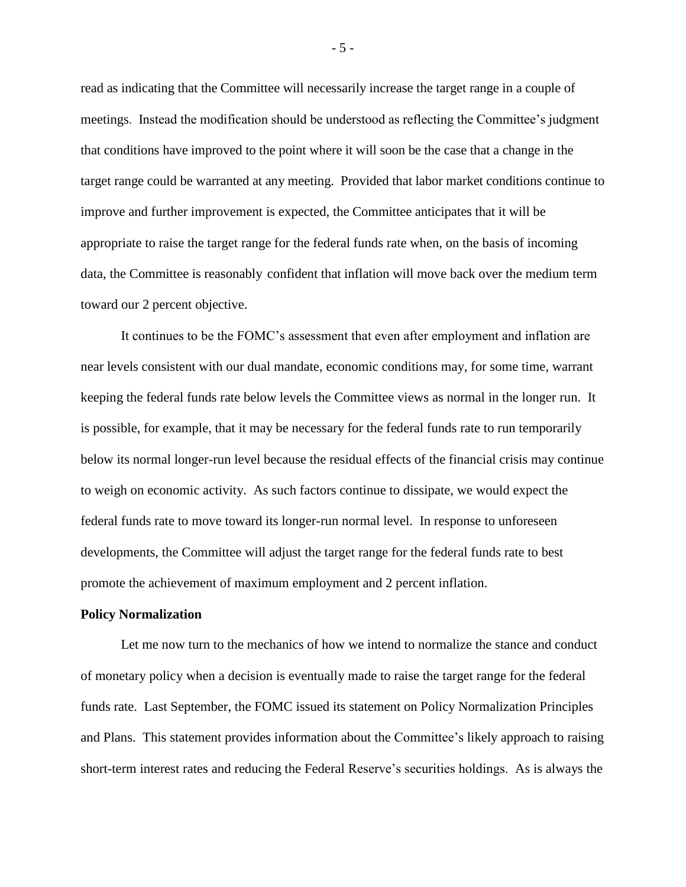read as indicating that the Committee will necessarily increase the target range in a couple of meetings. Instead the modification should be understood as reflecting the Committee's judgment that conditions have improved to the point where it will soon be the case that a change in the target range could be warranted at any meeting. Provided that labor market conditions continue to improve and further improvement is expected, the Committee anticipates that it will be appropriate to raise the target range for the federal funds rate when, on the basis of incoming data, the Committee is reasonably confident that inflation will move back over the medium term toward our 2 percent objective.

It continues to be the FOMC's assessment that even after employment and inflation are near levels consistent with our dual mandate, economic conditions may, for some time, warrant keeping the federal funds rate below levels the Committee views as normal in the longer run. It is possible, for example, that it may be necessary for the federal funds rate to run temporarily below its normal longer-run level because the residual effects of the financial crisis may continue to weigh on economic activity. As such factors continue to dissipate, we would expect the federal funds rate to move toward its longer-run normal level. In response to unforeseen developments, the Committee will adjust the target range for the federal funds rate to best promote the achievement of maximum employment and 2 percent inflation.

**Policy Normalization**

Let me now turn to the mechanics of how we intend to normalize the stance and conduct of monetary policy when a decision is eventually made to raise the target range for the federal funds rate. Last September, the FOMC issued its statement on Policy Normalization Principles and Plans. This statement provides information about the Committee's likely approach to raising short-term interest rates and reducing the Federal Reserve's securities holdings. As is always the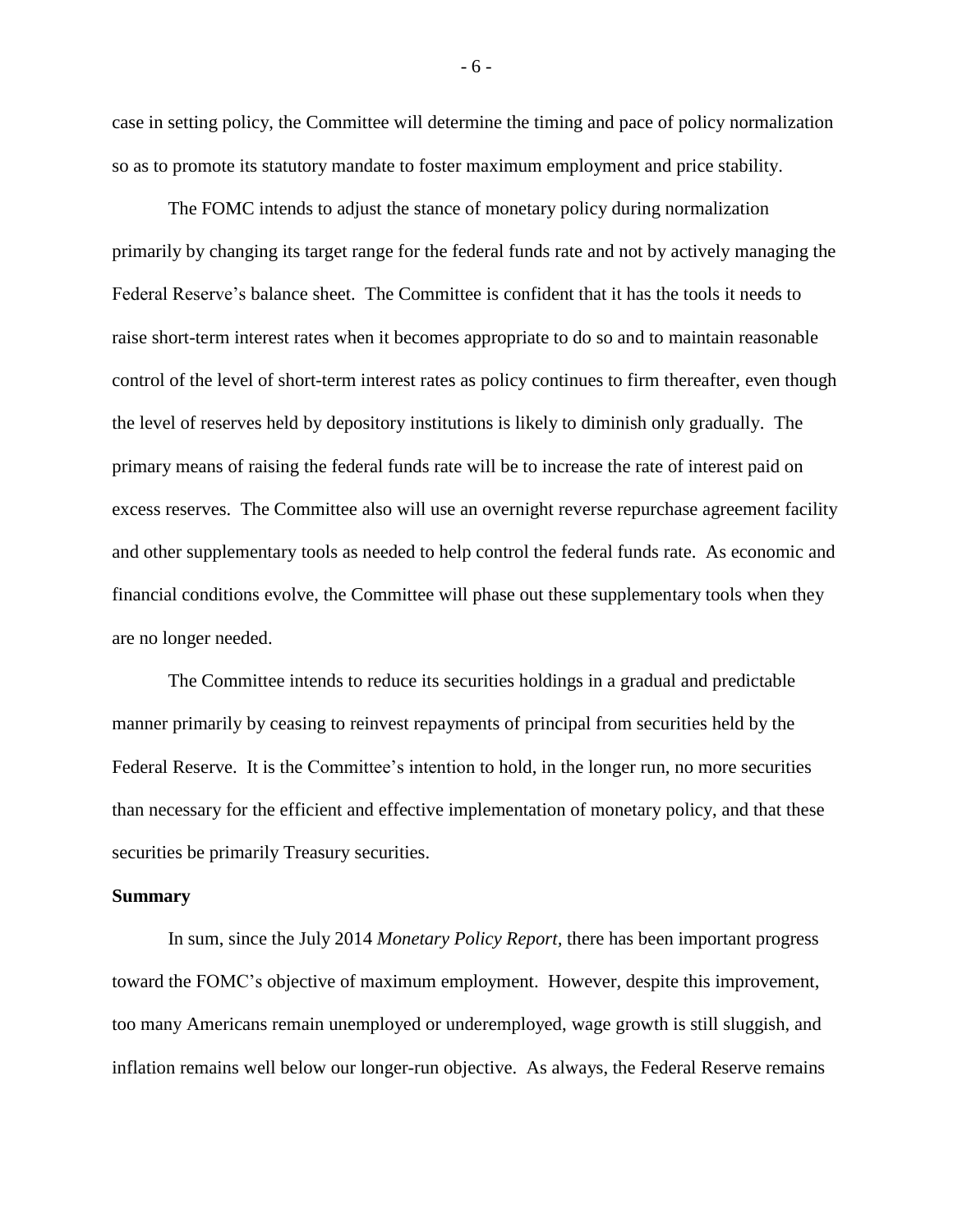case in setting policy, the Committee will determine the timing and pace of policy normalization so as to promote its statutory mandate to foster maximum employment and price stability.

The FOMC intends to adjust the stance of monetary policy during normalization primarily by changing its target range for the federal funds rate and not by actively managing the Federal Reserve's balance sheet. The Committee is confident that it has the tools it needs to raise short-term interest rates when it becomes appropriate to do so and to maintain reasonable control of the level of short-term interest rates as policy continues to firm thereafter, even though the level of reserves held by depository institutions is likely to diminish only gradually. The primary means of raising the federal funds rate will be to increase the rate of interest paid on excess reserves. The Committee also will use an overnight reverse repurchase agreement facility and other supplementary tools as needed to help control the federal funds rate. As economic and financial conditions evolve, the Committee will phase out these supplementary tools when they are no longer needed.

The Committee intends to reduce its securities holdings in a gradual and predictable manner primarily by ceasing to reinvest repayments of principal from securities held by the Federal Reserve. It is the Committee's intention to hold, in the longer run, no more securities than necessary for the efficient and effective implementation of monetary policy, and that these securities be primarily Treasury securities.

**Summary**

In sum, since the July 2014 *Monetary Policy Report*, there has been important progress toward the FOMC's objective of maximum employment. However, despite this improvement, too many Americans remain unemployed or underemployed, wage growth is still sluggish, and inflation remains well below our longer-run objective. As always, the Federal Reserve remains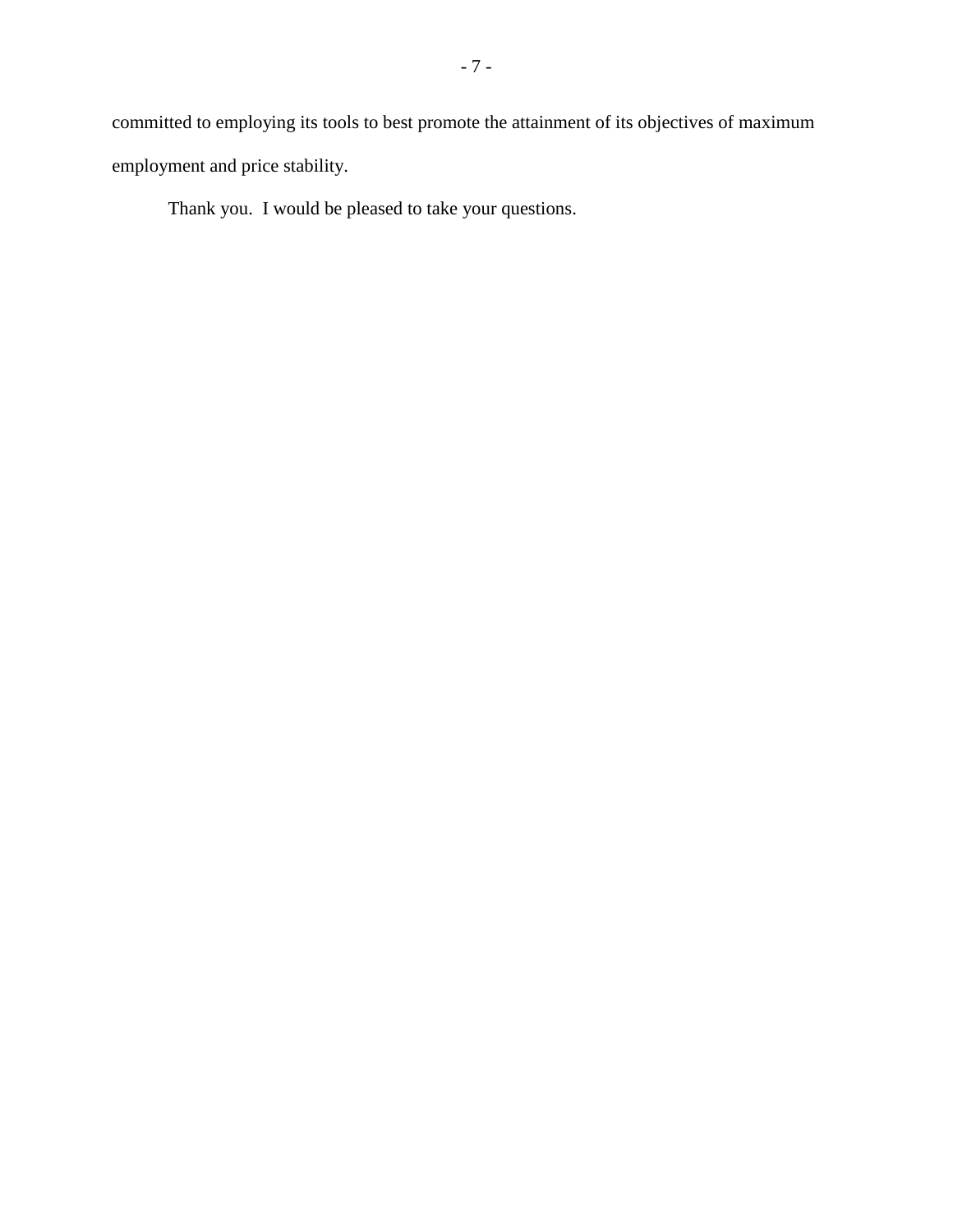committed to employing its tools to best promote the attainment of its objectives of maximum employment and price stability.

Thank you. I would be pleased to take your questions.